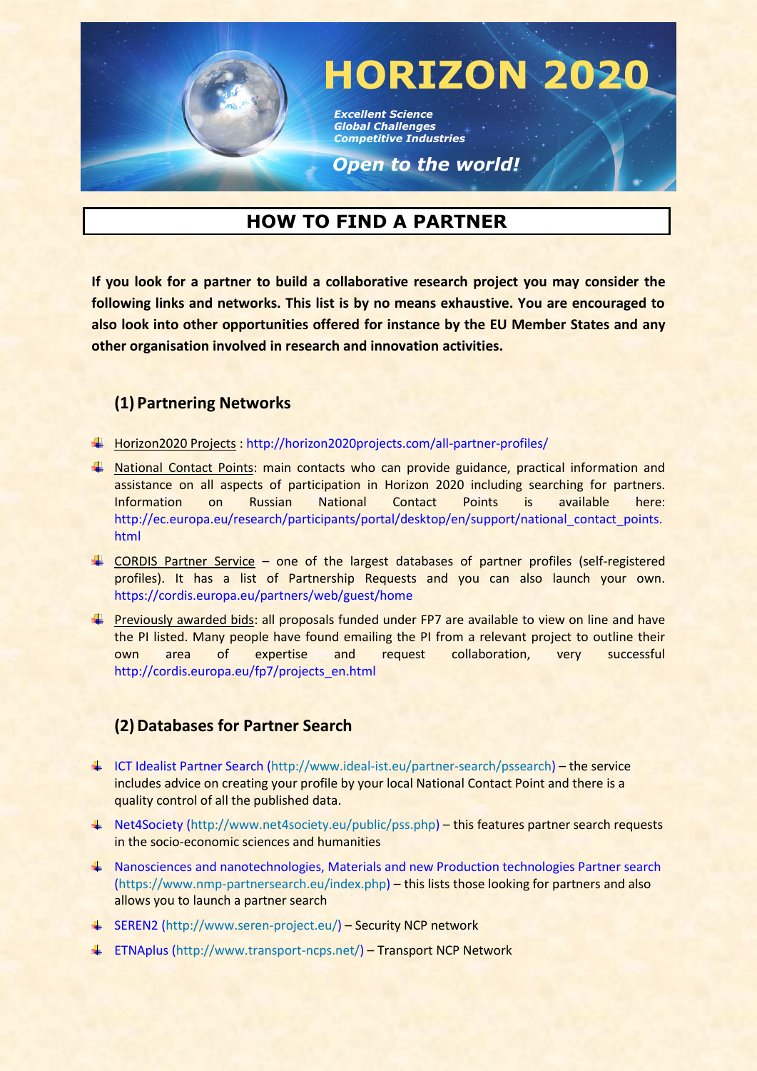# HORIZON 2020

*Excellent Science*
*Global Challenges*
*Competitive Industries*

*Open to the world!*

## HOW TO FIND A PARTNER

**If you look for a partner to build a collaborative research project you may consider the following links and networks. This list is by no means exhaustive. You are encouraged to also look into other opportunities offered for instance by the EU Member States and any other organisation involved in research and innovation activities.**

### (1) Partnering Networks

- Horizon2020 Projects : http://horizon2020projects.com/all-partner-profiles/
- National Contact Points: main contacts who can provide guidance, practical information and assistance on all aspects of participation in Horizon 2020 including searching for partners. Information on Russian National Contact Points is available here: http://ec.europa.eu/research/participants/portal/desktop/en/support/national_contact_points.html
- CORDIS Partner Service – one of the largest databases of partner profiles (self-registered profiles). It has a list of Partnership Requests and you can also launch your own. https://cordis.europa.eu/partners/web/guest/home
- Previously awarded bids: all proposals funded under FP7 are available to view on line and have the PI listed. Many people have found emailing the PI from a relevant project to outline their own area of expertise and request collaboration, very successful http://cordis.europa.eu/fp7/projects_en.html

### (2) Databases for Partner Search

- ICT Idealist Partner Search (http://www.ideal-ist.eu/partner-search/pssearch) – the service includes advice on creating your profile by your local National Contact Point and there is a quality control of all the published data.
- Net4Society (http://www.net4society.eu/public/pss.php) – this features partner search requests in the socio-economic sciences and humanities
- Nanosciences and nanotechnologies, Materials and new Production technologies Partner search (https://www.nmp-partnersearch.eu/index.php) – this lists those looking for partners and also allows you to launch a partner search
- SEREN2 (http://www.seren-project.eu/) – Security NCP network
- ETNAplus (http://www.transport-ncps.net/) – Transport NCP Network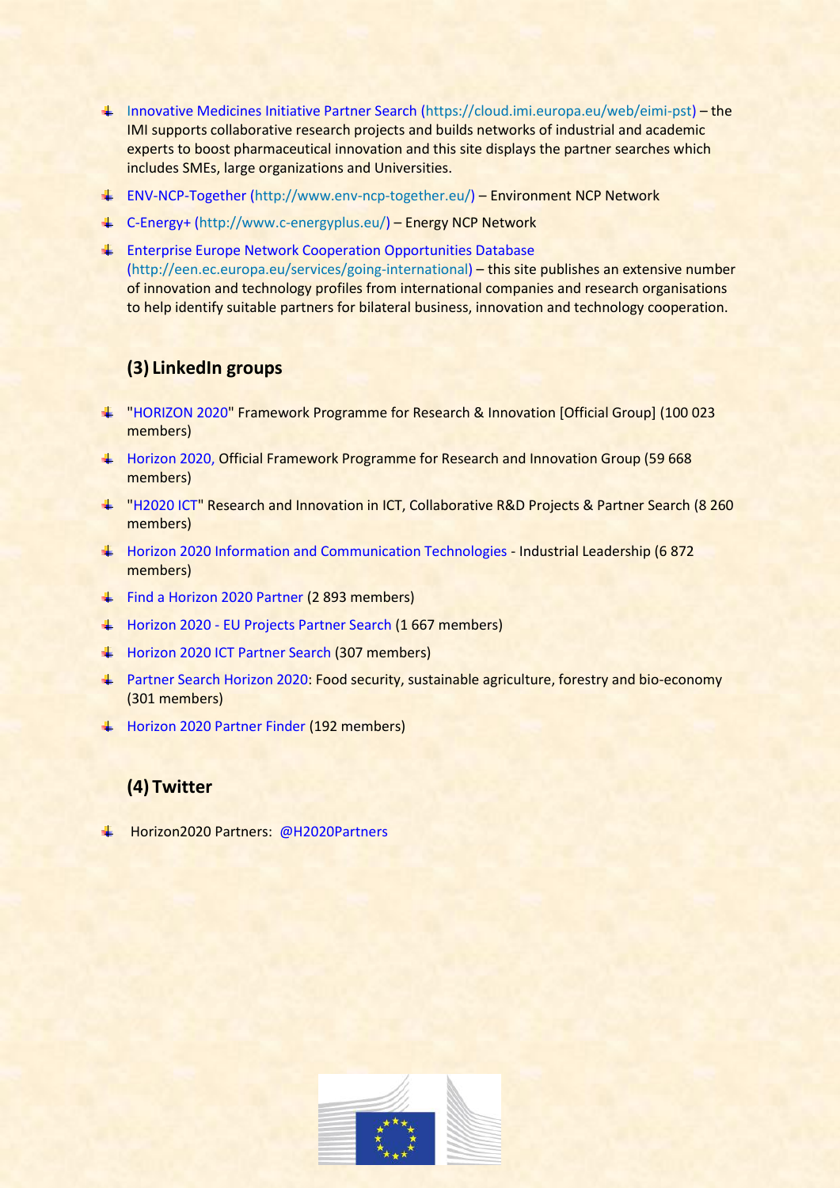- Innovative Medicines Initiative Partner Search (https://cloud.imi.europa.eu/web/eimi-pst) – the IMI supports collaborative research projects and builds networks of industrial and academic experts to boost pharmaceutical innovation and this site displays the partner searches which includes SMEs, large organizations and Universities.
- ENV-NCP-Together (http://www.env-ncp-together.eu/) – Environment NCP Network
- C-Energy+ (http://www.c-energyplus.eu/) – Energy NCP Network
- Enterprise Europe Network Cooperation Opportunities Database (http://een.ec.europa.eu/services/going-international) – this site publishes an extensive number of innovation and technology profiles from international companies and research organisations to help identify suitable partners for bilateral business, innovation and technology cooperation.

## (3) LinkedIn groups

- "HORIZON 2020" Framework Programme for Research & Innovation [Official Group] (100 023 members)
- Horizon 2020, Official Framework Programme for Research and Innovation Group (59 668 members)
- "H2020 ICT" Research and Innovation in ICT, Collaborative R&D Projects & Partner Search (8 260 members)
- Horizon 2020 Information and Communication Technologies - Industrial Leadership (6 872 members)
- Find a Horizon 2020 Partner (2 893 members)
- Horizon 2020 - EU Projects Partner Search (1 667 members)
- Horizon 2020 ICT Partner Search (307 members)
- Partner Search Horizon 2020: Food security, sustainable agriculture, forestry and bio-economy (301 members)
- Horizon 2020 Partner Finder (192 members)

## (4) Twitter

- Horizon2020 Partners: @H2020Partners